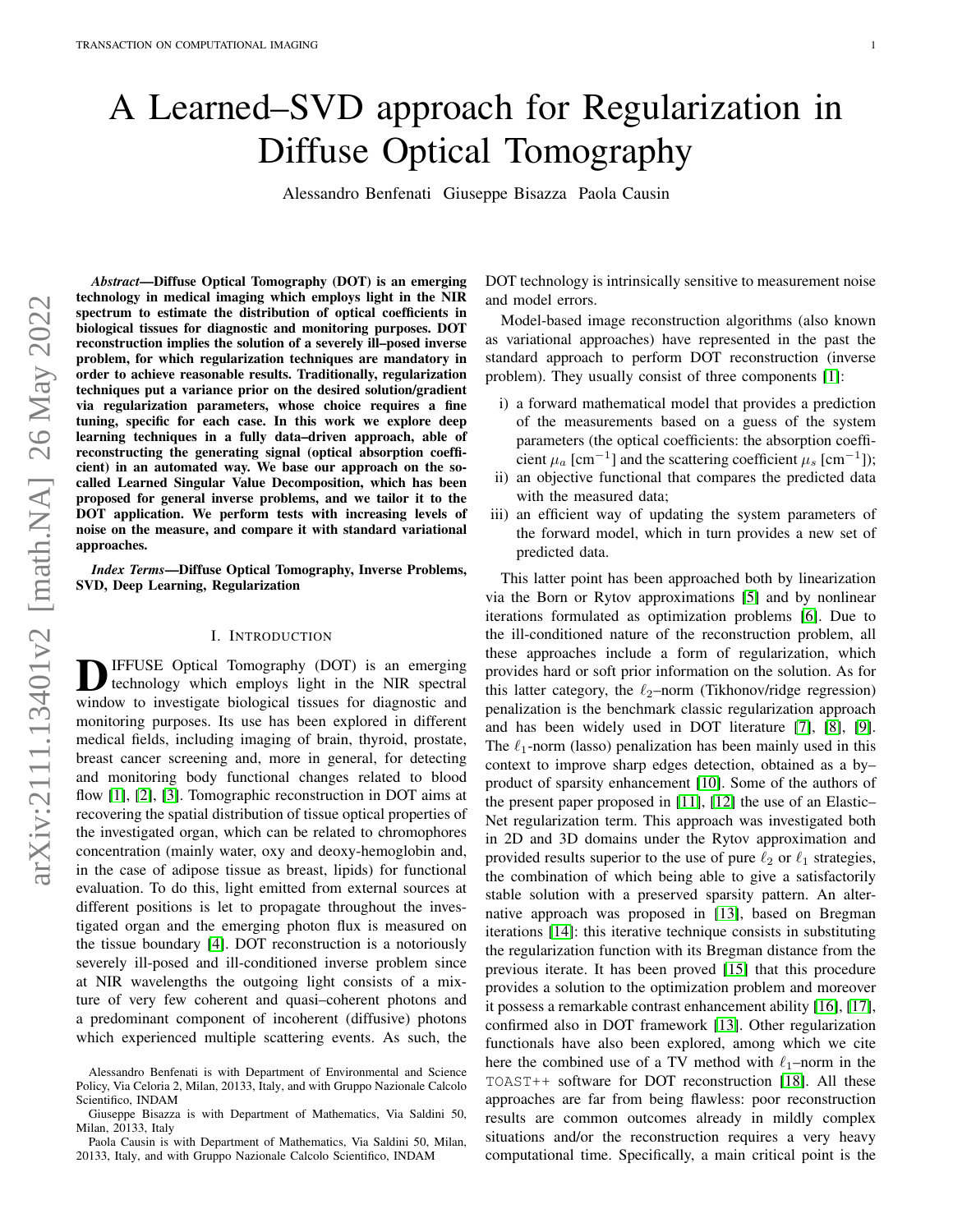# A Learned–SVD approach for Regularization in Diffuse Optical Tomography

Alessandro Benfenati Giuseppe Bisazza Paola Causin

***Abstract*—Diffuse Optical Tomography (DOT) is an emerging technology in medical imaging which employs light in the NIR spectrum to estimate the distribution of optical coefficients in biological tissues for diagnostic and monitoring purposes. DOT reconstruction implies the solution of a severely ill–posed inverse problem, for which regularization techniques are mandatory in order to achieve reasonable results. Traditionally, regularization techniques put a variance prior on the desired solution/gradient via regularization parameters, whose choice requires a fine tuning, specific for each case. In this work we explore deep learning techniques in a fully data–driven approach, able of reconstructing the generating signal (optical absorption coefficient) in an automated way. We base our approach on the so-called Learned Singular Value Decomposition, which has been proposed for general inverse problems, and we tailor it to the DOT application. We perform tests with increasing levels of noise on the measure, and compare it with standard variational approaches.**

***Index Terms*—Diffuse Optical Tomography, Inverse Problems, SVD, Deep Learning, Regularization**

## I. Introduction

Diffuse Optical Tomography (DOT) is an emerging technology which employs light in the NIR spectral window to investigate biological tissues for diagnostic and monitoring purposes. Its use has been explored in different medical fields, including imaging of brain, thyroid, prostate, breast cancer screening and, more in general, for detecting and monitoring body functional changes related to blood flow [1], [2], [3]. Tomographic reconstruction in DOT aims at recovering the spatial distribution of tissue optical properties of the investigated organ, which can be related to chromophores concentration (mainly water, oxy and deoxy-hemoglobin and, in the case of adipose tissue as breast, lipids) for functional evaluation. To do this, light emitted from external sources at different positions is let to propagate throughout the investigated organ and the emerging photon flux is measured on the tissue boundary [4]. DOT reconstruction is a notoriously severely ill-posed and ill-conditioned inverse problem since at NIR wavelengths the outgoing light consists of a mixture of very few coherent and quasi–coherent photons and a predominant component of incoherent (diffusive) photons which experienced multiple scattering events. As such, the DOT technology is intrinsically sensitive to measurement noise and model errors.

Model-based image reconstruction algorithms (also known as variational approaches) have represented in the past the standard approach to perform DOT reconstruction (inverse problem). They usually consist of three components [1]:

i) a forward mathematical model that provides a prediction of the measurements based on a guess of the system parameters (the optical coefficients: the absorption coefficient $\mu_a$ [cm$^{-1}$] and the scattering coefficient $\mu_s$ [cm$^{-1}$]);
ii) an objective functional that compares the predicted data with the measured data;
iii) an efficient way of updating the system parameters of the forward model, which in turn provides a new set of predicted data.

This latter point has been approached both by linearization via the Born or Rytov approximations [5] and by nonlinear iterations formulated as optimization problems [6]. Due to the ill-conditioned nature of the reconstruction problem, all these approaches include a form of regularization, which provides hard or soft prior information on the solution. As for this latter category, the $\ell_2$–norm (Tikhonov/ridge regression) penalization is the benchmark classic regularization approach and has been widely used in DOT literature [7], [8], [9]. The $\ell_1$-norm (lasso) penalization has been mainly used in this context to improve sharp edges detection, obtained as a by–product of sparsity enhancement [10]. Some of the authors of the present paper proposed in [11], [12] the use of an Elastic–Net regularization term. This approach was investigated both in 2D and 3D domains under the Rytov approximation and provided results superior to the use of pure $\ell_2$ or $\ell_1$ strategies, the combination of which being able to give a satisfactorily stable solution with a preserved sparsity pattern. An alternative approach was proposed in [13], based on Bregman iterations [14]: this iterative technique consists in substituting the regularization function with its Bregman distance from the previous iterate. It has been proved [15] that this procedure provides a solution to the optimization problem and moreover it possess a remarkable contrast enhancement ability [16], [17], confirmed also in DOT framework [13]. Other regularization functionals have also been explored, among which we cite here the combined use of a TV method with $\ell_1$–norm in the TOAST++ software for DOT reconstruction [18]. All these approaches are far from being flawless: poor reconstruction results are common outcomes already in mildly complex situations and/or the reconstruction requires a very heavy computational time. Specifically, a main critical point is the

Alessandro Benfenati is with Department of Environmental and Science Policy, Via Celoria 2, Milan, 20133, Italy, and with Gruppo Nazionale Calcolo Scientifico, INDAM

Giuseppe Bisazza is with Department of Mathematics, Via Saldini 50, Milan, 20133, Italy

Paola Causin is with Department of Mathematics, Via Saldini 50, Milan, 20133, Italy, and with Gruppo Nazionale Calcolo Scientifico, INDAM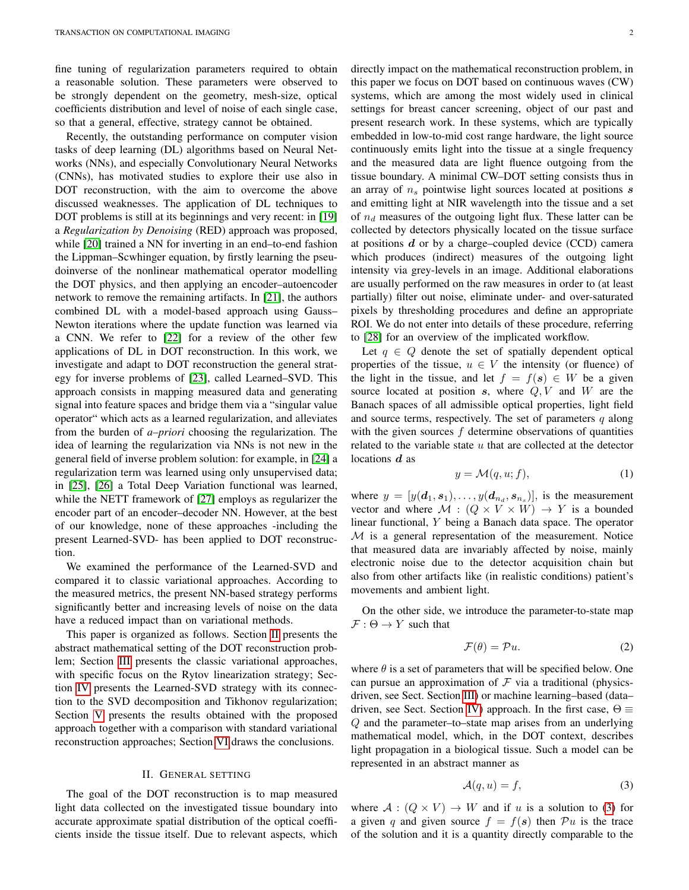fine tuning of regularization parameters required to obtain a reasonable solution. These parameters were observed to be strongly dependent on the geometry, mesh-size, optical coefficients distribution and level of noise of each single case, so that a general, effective, strategy cannot be obtained.

Recently, the outstanding performance on computer vision tasks of deep learning (DL) algorithms based on Neural Networks (NNs), and especially Convolutionary Neural Networks (CNNs), has motivated studies to explore their use also in DOT reconstruction, with the aim to overcome the above discussed weaknesses. The application of DL techniques to DOT problems is still at its beginnings and very recent: in [19] a *Regularization by Denoising* (RED) approach was proposed, while [20] trained a NN for inverting in an end–to-end fashion the Lippman–Scwhinger equation, by firstly learning the pseudoinverse of the nonlinear mathematical operator modelling the DOT physics, and then applying an encoder–autoencoder network to remove the remaining artifacts. In [21], the authors combined DL with a model-based approach using Gauss–Newton iterations where the update function was learned via a CNN. We refer to [22] for a review of the other few applications of DL in DOT reconstruction. In this work, we investigate and adapt to DOT reconstruction the general strategy for inverse problems of [23], called Learned–SVD. This approach consists in mapping measured data and generating signal into feature spaces and bridge them via a "singular value operator" which acts as a learned regularization, and alleviates from the burden of *a–priori* choosing the regularization. The idea of learning the regularization via NNs is not new in the general field of inverse problem solution: for example, in [24] a regularization term was learned using only unsupervised data; in [25], [26] a Total Deep Variation functional was learned, while the NETT framework of [27] employs as regularizer the encoder part of an encoder–decoder NN. However, at the best of our knowledge, none of these approaches -including the present Learned-SVD- has been applied to DOT reconstruction.

We examined the performance of the Learned-SVD and compared it to classic variational approaches. According to the measured metrics, the present NN-based strategy performs significantly better and increasing levels of noise on the data have a reduced impact than on variational methods.

This paper is organized as follows. Section II presents the abstract mathematical setting of the DOT reconstruction problem; Section III presents the classic variational approaches, with specific focus on the Rytov linearization strategy; Section IV presents the Learned-SVD strategy with its connection to the SVD decomposition and Tikhonov regularization; Section V presents the results obtained with the proposed approach together with a comparison with standard variational reconstruction approaches; Section VI draws the conclusions.

## II. General Setting

The goal of the DOT reconstruction is to map measured light data collected on the investigated tissue boundary into accurate approximate spatial distribution of the optical coefficients inside the tissue itself. Due to relevant aspects, which directly impact on the mathematical reconstruction problem, in this paper we focus on DOT based on continuous waves (CW) systems, which are among the most widely used in clinical settings for breast cancer screening, object of our past and present research work. In these systems, which are typically embedded in low-to-mid cost range hardware, the light source continuously emits light into the tissue at a single frequency and the measured data are light fluence outgoing from the tissue boundary. A minimal CW–DOT setting consists thus in an array of $n_s$ pointwise light sources located at positions $\boldsymbol{s}$ and emitting light at NIR wavelength into the tissue and a set of $n_d$ measures of the outgoing light flux. These latter can be collected by detectors physically located on the tissue surface at positions $\boldsymbol{d}$ or by a charge–coupled device (CCD) camera which produces (indirect) measures of the outgoing light intensity via grey-levels in an image. Additional elaborations are usually performed on the raw measures in order to (at least partially) filter out noise, eliminate under- and over-saturated pixels by thresholding procedures and define an appropriate ROI. We do not enter into details of these procedure, referring to [28] for an overview of the implicated workflow.

Let $q \in Q$ denote the set of spatially dependent optical properties of the tissue, $u \in V$ the intensity (or fluence) of the light in the tissue, and let $f = f(\boldsymbol{s}) \in W$ be a given source located at position $\boldsymbol{s}$, where $Q, V$ and $W$ are the Banach spaces of all admissible optical properties, light field and source terms, respectively. The set of parameters $q$ along with the given sources $f$ determine observations of quantities related to the variable state $u$ that are collected at the detector locations $\boldsymbol{d}$ as

$$y = \mathcal{M}(q, u; f), \tag{1}$$

where $y = [y(\boldsymbol{d}_1, \boldsymbol{s}_1), \ldots, y(\boldsymbol{d}_{n_d}, \boldsymbol{s}_{n_s})]$, is the measurement vector and where $\mathcal{M} : (Q \times V \times W) \rightarrow Y$ is a bounded linear functional, $Y$ being a Banach data space. The operator $\mathcal{M}$ is a general representation of the measurement. Notice that measured data are invariably affected by noise, mainly electronic noise due to the detector acquisition chain but also from other artifacts like (in realistic conditions) patient's movements and ambient light.

On the other side, we introduce the parameter-to-state map $\mathcal{F} : \Theta \rightarrow Y$ such that

$$\mathcal{F}(\theta) = \mathcal{P}u. \tag{2}$$

where $\theta$ is a set of parameters that will be specified below. One can pursue an approximation of $\mathcal{F}$ via a traditional (physics-driven, see Sect. Section III) or machine learning–based (data–driven, see Sect. Section IV) approach. In the first case, $\Theta \equiv Q$ and the parameter–to–state map arises from an underlying mathematical model, which, in the DOT context, describes light propagation in a biological tissue. Such a model can be represented in an abstract manner as

$$\mathcal{A}(q, u) = f, \tag{3}$$

where $\mathcal{A} : (Q \times V) \rightarrow W$ and if $u$ is a solution to (3) for a given $q$ and given source $f = f(\boldsymbol{s})$ then $\mathcal{P}u$ is the trace of the solution and it is a quantity directly comparable to the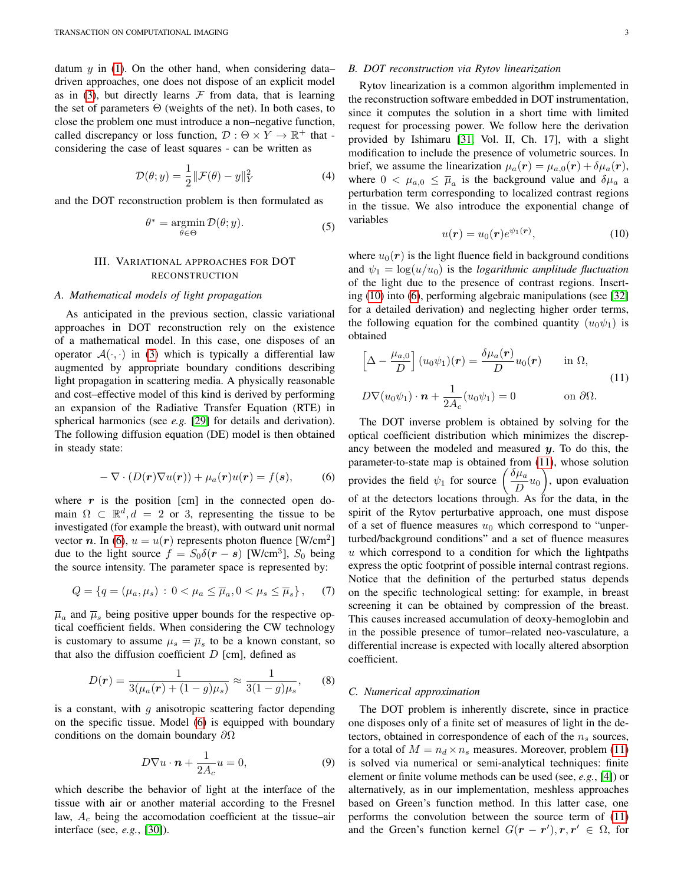datum $y$ in (1). On the other hand, when considering data–driven approaches, one does not dispose of an explicit model as in (3), but directly learns $\mathcal{F}$ from data, that is learning the set of parameters $\Theta$ (weights of the net). In both cases, to close the problem one must introduce a non–negative function, called discrepancy or loss function, $\mathcal{D} : \Theta \times Y \to \mathbb{R}^+$ that - considering the case of least squares - can be written as

$$\mathcal{D}(\theta; y) = \frac{1}{2}\|\mathcal{F}(\theta) - y\|_Y^2 \tag{4}$$

and the DOT reconstruction problem is then formulated as

$$\theta^* = \operatorname*{argmin}_{\theta \in \Theta} \mathcal{D}(\theta; y). \tag{5}$$

## III. Variational approaches for DOT reconstruction

### A. Mathematical models of light propagation

As anticipated in the previous section, classic variational approaches in DOT reconstruction rely on the existence of a mathematical model. In this case, one disposes of an operator $\mathcal{A}(\cdot, \cdot)$ in (3) which is typically a differential law augmented by appropriate boundary conditions describing light propagation in scattering media. A physically reasonable and cost–effective model of this kind is derived by performing an expansion of the Radiative Transfer Equation (RTE) in spherical harmonics (see *e.g.* [29] for details and derivation). The following diffusion equation (DE) model is then obtained in steady state:

$$-\nabla \cdot (D(\boldsymbol{r})\nabla u(\boldsymbol{r})) + \mu_a(\boldsymbol{r})u(\boldsymbol{r}) = f(\boldsymbol{s}), \tag{6}$$

where $\boldsymbol{r}$ is the position [cm] in the connected open domain $\Omega \subset \mathbb{R}^d, d = 2$ or 3, representing the tissue to be investigated (for example the breast), with outward unit normal vector $\boldsymbol{n}$. In (6), $u = u(\boldsymbol{r})$ represents photon fluence [W/cm$^2$] due to the light source $f = S_0\delta(\boldsymbol{r} - \boldsymbol{s})$ [W/cm$^3$], $S_0$ being the source intensity. The parameter space is represented by:

$$Q = \{q = (\mu_a, \mu_s) : 0 < \mu_a \leq \overline{\mu}_a, 0 < \mu_s \leq \overline{\mu}_s\}, \tag{7}$$

$\overline{\mu}_a$ and $\overline{\mu}_s$ being positive upper bounds for the respective optical coefficient fields. When considering the CW technology is customary to assume $\mu_s = \overline{\mu}_s$ to be a known constant, so that also the diffusion coefficient $D$ [cm], defined as

$$D(\boldsymbol{r}) = \frac{1}{3(\mu_a(\boldsymbol{r}) + (1-g)\mu_s)} \approx \frac{1}{3(1-g)\mu_s}, \tag{8}$$

is a constant, with $g$ anisotropic scattering factor depending on the specific tissue. Model (6) is equipped with boundary conditions on the domain boundary $\partial\Omega$

$$D\nabla u \cdot \boldsymbol{n} + \frac{1}{2A_c}u = 0, \tag{9}$$

which describe the behavior of light at the interface of the tissue with air or another material according to the Fresnel law, $A_c$ being the accomodation coefficient at the tissue–air interface (see, *e.g.*, [30]).

### B. DOT reconstruction via Rytov linearization

Rytov linearization is a common algorithm implemented in the reconstruction software embedded in DOT instrumentation, since it computes the solution in a short time with limited request for processing power. We follow here the derivation provided by Ishimaru [31, Vol. II, Ch. 17], with a slight modification to include the presence of volumetric sources. In brief, we assume the linearization $\mu_a(\boldsymbol{r}) = \mu_{a,0}(\boldsymbol{r}) + \delta\mu_a(\boldsymbol{r})$, where $0 < \mu_{a,0} \leq \overline{\mu}_a$ is the background value and $\delta\mu_a$ a perturbation term corresponding to localized contrast regions in the tissue. We also introduce the exponential change of variables

$$u(\boldsymbol{r}) = u_0(\boldsymbol{r})e^{\psi_1(\boldsymbol{r})}, \tag{10}$$

where $u_0(\boldsymbol{r})$ is the light fluence field in background conditions and $\psi_1 = \log(u/u_0)$ is the *logarithmic amplitude fluctuation* of the light due to the presence of contrast regions. Inserting (10) into (6), performing algebraic manipulations (see [32] for a detailed derivation) and neglecting higher order terms, the following equation for the combined quantity $(u_0\psi_1)$ is obtained

$$\begin{aligned} &\left[\Delta - \frac{\mu_{a,0}}{D}\right](u_0\psi_1)(\boldsymbol{r}) = \frac{\delta\mu_a(\boldsymbol{r})}{D}u_0(\boldsymbol{r}) \qquad \text{in } \Omega, \\ &D\nabla(u_0\psi_1) \cdot \boldsymbol{n} + \frac{1}{2A_c}(u_0\psi_1) = 0 \qquad \text{on } \partial\Omega. \end{aligned} \tag{11}$$

The DOT inverse problem is obtained by solving for the optical coefficient distribution which minimizes the discrepancy between the modeled and measured $\boldsymbol{y}$. To do this, the parameter-to-state map is obtained from (11), whose solution provides the field $\psi_1$ for source $\left(\frac{\delta\mu_a}{D}u_0\right)$, upon evaluation of at the detectors locations through. As for the data, in the spirit of the Rytov perturbative approach, one must dispose of a set of fluence measures $u_0$ which correspond to "unperturbed/background conditions" and a set of fluence measures $u$ which correspond to a condition for which the lightpaths express the optic footprint of possible internal contrast regions. Notice that the definition of the perturbed status depends on the specific technological setting: for example, in breast screening it can be obtained by compression of the breast. This causes increased accumulation of deoxy-hemoglobin and in the possible presence of tumor–related neo-vasculature, a differential increase is expected with locally altered absorption coefficient.

### C. Numerical approximation

The DOT problem is inherently discrete, since in practice one disposes only of a finite set of measures of light in the detectors, obtained in correspondence of each of the $n_s$ sources, for a total of $M = n_d \times n_s$ measures. Moreover, problem (11) is solved via numerical or semi-analytical techniques: finite element or finite volume methods can be used (see, *e.g.*, [4]) or alternatively, as in our implementation, meshless approaches based on Green's function method. In this latter case, one performs the convolution between the source term of (11) and the Green's function kernel $G(\boldsymbol{r} - \boldsymbol{r}'), \boldsymbol{r}, \boldsymbol{r}' \in \Omega$, for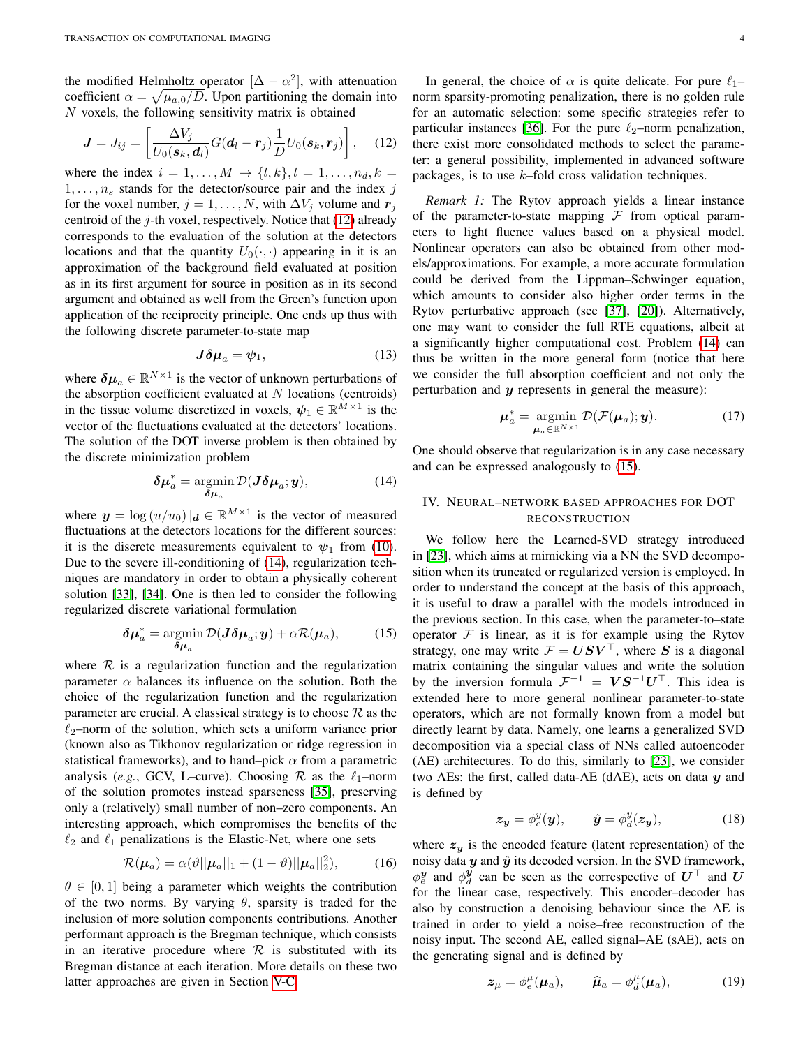the modified Helmholtz operator $[\Delta - \alpha^2]$, with attenuation coefficient $\alpha = \sqrt{\mu_{a,0}/D}$. Upon partitioning the domain into $N$ voxels, the following sensitivity matrix is obtained

$$\boldsymbol{J} = J_{ij} = \left[ \frac{\Delta V_j}{U_0(\boldsymbol{s}_k, \boldsymbol{d}_l)} G(\boldsymbol{d}_l - \boldsymbol{r}_j) \frac{1}{D} U_0(\boldsymbol{s}_k, \boldsymbol{r}_j) \right], \quad (12)$$

where the index $i = 1, \ldots, M \to \{l, k\}, l = 1, \ldots, n_d, k = 1, \ldots, n_s$ stands for the detector/source pair and the index $j$ for the voxel number, $j = 1, \ldots, N$, with $\Delta V_j$ volume and $\boldsymbol{r}_j$ centroid of the $j$-th voxel, respectively. Notice that (12) already corresponds to the evaluation of the solution at the detectors locations and that the quantity $U_0(\cdot, \cdot)$ appearing in it is an approximation of the background field evaluated at position as in its first argument for source in position as in its second argument and obtained as well from the Green's function upon application of the reciprocity principle. One ends up thus with the following discrete parameter-to-state map

$$\boldsymbol{J} \boldsymbol{\delta\mu}_a = \boldsymbol{\psi}_1, \quad (13)$$

where $\boldsymbol{\delta\mu}_a \in \mathbb{R}^{N \times 1}$ is the vector of unknown perturbations of the absorption coefficient evaluated at $N$ locations (centroids) in the tissue volume discretized in voxels, $\boldsymbol{\psi}_1 \in \mathbb{R}^{M \times 1}$ is the vector of the fluctuations evaluated at the detectors' locations. The solution of the DOT inverse problem is then obtained by the discrete minimization problem

$$\boldsymbol{\delta\mu}_a^* = \underset{\boldsymbol{\delta\mu}_a}{\operatorname{argmin}} \, \mathcal{D}(\boldsymbol{J} \boldsymbol{\delta\mu}_a; \boldsymbol{y}), \quad (14)$$

where $\boldsymbol{y} = \log(u/u_0)\,|_{\boldsymbol{d}} \in \mathbb{R}^{M \times 1}$ is the vector of measured fluctuations at the detectors locations for the different sources: it is the discrete measurements equivalent to $\psi_1$ from (10). Due to the severe ill-conditioning of (14), regularization techniques are mandatory in order to obtain a physically coherent solution [33], [34]. One is then led to consider the following regularized discrete variational formulation

$$\boldsymbol{\delta\mu}_a^* = \underset{\boldsymbol{\delta\mu}_a}{\operatorname{argmin}} \, \mathcal{D}(\boldsymbol{J} \boldsymbol{\delta\mu}_a; \boldsymbol{y}) + \alpha \mathcal{R}(\boldsymbol{\mu}_a), \quad (15)$$

where $\mathcal{R}$ is a regularization function and the regularization parameter $\alpha$ balances its influence on the solution. Both the choice of the regularization function and the regularization parameter are crucial. A classical strategy is to choose $\mathcal{R}$ as the $\ell_2$–norm of the solution, which sets a uniform variance prior (known also as Tikhonov regularization or ridge regression in statistical frameworks), and to hand–pick $\alpha$ from a parametric analysis (*e.g.*, GCV, L–curve). Choosing $\mathcal{R}$ as the $\ell_1$–norm of the solution promotes instead sparseness [35], preserving only a (relatively) small number of non–zero components. An interesting approach, which compromises the benefits of the $\ell_2$ and $\ell_1$ penalizations is the Elastic-Net, where one sets

$$\mathcal{R}(\boldsymbol{\mu}_a) = \alpha(\vartheta ||\boldsymbol{\mu}_a||_1 + (1 - \vartheta) ||\boldsymbol{\mu}_a||_2^2), \quad (16)$$

$\theta \in [0, 1]$ being a parameter which weights the contribution of the two norms. By varying $\theta$, sparsity is traded for the inclusion of more solution components contributions. Another performant approach is the Bregman technique, which consists in an iterative procedure where $\mathcal{R}$ is substituted with its Bregman distance at each iteration. More details on these two latter approaches are given in Section V-C.

In general, the choice of $\alpha$ is quite delicate. For pure $\ell_1$–norm sparsity-promoting penalization, there is no golden rule for an automatic selection: some specific strategies refer to particular instances [36]. For the pure $\ell_2$–norm penalization, there exist more consolidated methods to select the parameter: a general possibility, implemented in advanced software packages, is to use $k$–fold cross validation techniques.

*Remark 1:* The Rytov approach yields a linear instance of the parameter-to-state mapping $\mathcal{F}$ from optical parameters to light fluence values based on a physical model. Nonlinear operators can also be obtained from other models/approximations. For example, a more accurate formulation could be derived from the Lippman–Schwinger equation, which amounts to consider also higher order terms in the Rytov perturbative approach (see [37], [20]). Alternatively, one may want to consider the full RTE equations, albeit at a significantly higher computational cost. Problem (14) can thus be written in the more general form (notice that here we consider the full absorption coefficient and not only the perturbation and $\boldsymbol{y}$ represents in general the measure):

$$\boldsymbol{\mu}_a^* = \underset{\boldsymbol{\mu}_a \in \mathbb{R}^{N \times 1}}{\operatorname{argmin}} \, \mathcal{D}(\mathcal{F}(\boldsymbol{\mu}_a); \boldsymbol{y}). \quad (17)$$

One should observe that regularization is in any case necessary and can be expressed analogously to (15).

## IV. Neural–network based approaches for DOT reconstruction

We follow here the Learned-SVD strategy introduced in [23], which aims at mimicking via a NN the SVD decomposition when its truncated or regularized version is employed. In order to understand the concept at the basis of this approach, it is useful to draw a parallel with the models introduced in the previous section. In this case, when the parameter-to-state operator $\mathcal{F}$ is linear, as it is for example using the Rytov strategy, one may write $\mathcal{F} = \boldsymbol{U}\boldsymbol{S}\boldsymbol{V}^\top$, where $\boldsymbol{S}$ is a diagonal matrix containing the singular values and write the solution by the inversion formula $\mathcal{F}^{-1} = \boldsymbol{V}\boldsymbol{S}^{-1}\boldsymbol{U}^\top$. This idea is extended here to more general nonlinear parameter-to-state operators, which are not formally known from a model but directly learnt by data. Namely, one learns a generalized SVD decomposition via a special class of NNs called autoencoder (AE) architectures. To do this, similarly to [23], we consider two AEs: the first, called data-AE (dAE), acts on data $\boldsymbol{y}$ and is defined by

$$\boldsymbol{z}_{\boldsymbol{y}} = \phi_e^y(\boldsymbol{y}), \qquad \hat{\boldsymbol{y}} = \phi_d^y(\boldsymbol{z}_{\boldsymbol{y}}), \quad (18)$$

where $\boldsymbol{z}_{\boldsymbol{y}}$ is the encoded feature (latent representation) of the noisy data $\boldsymbol{y}$ and $\hat{\boldsymbol{y}}$ its decoded version. In the SVD framework, $\phi_e^{\boldsymbol{y}}$ and $\phi_d^{\boldsymbol{y}}$ can be seen as the correspective of $\boldsymbol{U}^\top$ and $\boldsymbol{U}$ for the linear case, respectively. This encoder–decoder has also by construction a denoising behaviour since the AE is trained in order to yield a noise–free reconstruction of the noisy input. The second AE, called signal–AE (sAE), acts on the generating signal and is defined by

$$\boldsymbol{z}_\mu = \phi_e^\mu(\boldsymbol{\mu}_a), \qquad \widehat{\boldsymbol{\mu}}_a = \phi_d^\mu(\boldsymbol{\mu}_a), \quad (19)$$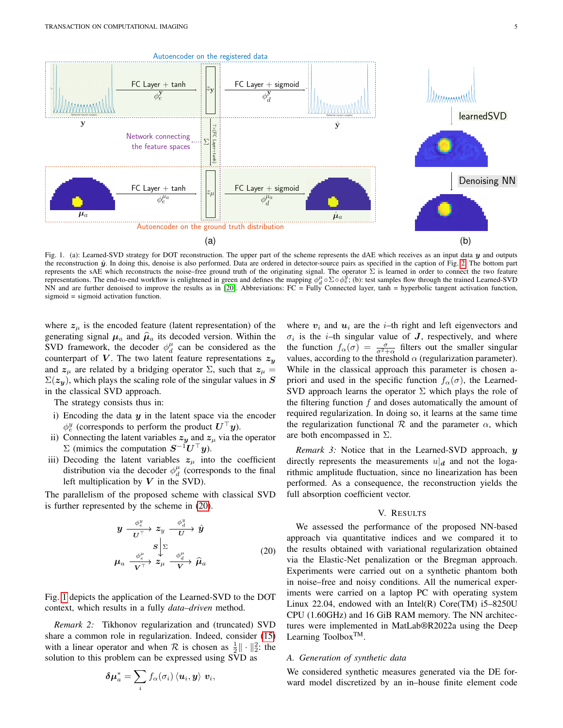Fig. 1. (a): Learned-SVD strategy for DOT reconstruction. The upper part of the scheme represents the dAE which receives as an input data $\boldsymbol{y}$ and outputs the reconstruction $\hat{\boldsymbol{y}}$. In doing this, denoise is also performed. Data are ordered in detector-source pairs as specified in the caption of Fig. 2. The bottom part represents the sAE which reconstructs the noise–free ground truth of the originating signal. The operator $\Sigma$ is learned in order to connect the two feature representations. The end-to-end workflow is enlightened in green and defines the mapping $\phi_d^{\mu} \circ \Sigma \circ \phi_e^{y}$; (b): test samples flow through the trained Learned-SVD NN and are further denoised to improve the results as in [20]. Abbreviations: FC = Fully Connected layer, tanh = hyperbolic tangent activation function, sigmoid = sigmoid activation function.

where $\boldsymbol{z}_\mu$ is the encoded feature (latent representation) of the generating signal $\boldsymbol{\mu}_a$ and $\widehat{\boldsymbol{\mu}}_a$ its decoded version. Within the SVD framework, the decoder $\phi_d^{\mu}$ can be considered as the counterpart of $\boldsymbol{V}$. The two latent feature representations $\boldsymbol{z}_{\boldsymbol{y}}$ and $\boldsymbol{z}_\mu$ are related by a bridging operator $\Sigma$, such that $\boldsymbol{z}_\mu = \Sigma(\boldsymbol{z}_{\boldsymbol{y}})$, which plays the scaling role of the singular values in $\boldsymbol{S}$ in the classical SVD approach.

The strategy consists thus in:

i) Encoding the data $\boldsymbol{y}$ in the latent space via the encoder $\phi_e^{y}$ (corresponds to perform the product $\boldsymbol{U}^\top \boldsymbol{y}$).
ii) Connecting the latent variables $\boldsymbol{z}_{\boldsymbol{y}}$ and $\boldsymbol{z}_\mu$ via the operator $\Sigma$ (mimics the computation $\boldsymbol{S}^{-1}\boldsymbol{U}^\top \boldsymbol{y}$).
iii) Decoding the latent variables $\boldsymbol{z}_\mu$ into the coefficient distribution via the decoder $\phi_d^{\mu}$ (corresponds to the final left multiplication by $\boldsymbol{V}$ in the SVD).

The parallelism of the proposed scheme with classical SVD is further represented by the scheme in (20).

$$
\begin{array}{ccccc}
\boldsymbol{y} & \xrightarrow[\boldsymbol{U}^\top]{\phi_e^{y}} & \boldsymbol{z}_y & \xrightarrow[\boldsymbol{U}]{\phi_d^{y}} & \hat{\boldsymbol{y}} \\
 & & \boldsymbol{S}\big\downarrow\Sigma & & \\
\boldsymbol{\mu}_a & \xrightarrow[\boldsymbol{V}^\top]{\phi_e^{\mu}} & \boldsymbol{z}_\mu & \xrightarrow[\boldsymbol{V}]{\phi_d^{\mu}} & \widehat{\boldsymbol{\mu}}_a
\end{array}
\tag{20}
$$

Fig. 1 depicts the application of the Learned-SVD to the DOT context, which results in a fully *data–driven* method.

*Remark 2:* Tikhonov regularization and (truncated) SVD share a common role in regularization. Indeed, consider (15) with a linear operator and when $\mathcal{R}$ is chosen as $\frac{1}{2}\|\cdot\|_2^2$: the solution to this problem can be expressed using SVD as

$$
\boldsymbol{\delta\mu}_a^* = \sum_i f_\alpha(\sigma_i)\,\langle \boldsymbol{u}_i, \boldsymbol{y}\rangle\, \boldsymbol{v}_i,
$$

where $\boldsymbol{v}_i$ and $\boldsymbol{u}_i$ are the $i$–th right and left eigenvectors and $\sigma_i$ is the $i$–th singular value of $\boldsymbol{J}$, respectively, and where the function $f_\alpha(\sigma) = \frac{\sigma}{\sigma^2+\alpha}$ filters out the smaller singular values, according to the threshold $\alpha$ (regularization parameter). While in the classical approach this parameter is chosen a-priori and used in the specific function $f_\alpha(\sigma)$, the Learned-SVD approach learns the operator $\Sigma$ which plays the role of the filtering function $f$ and doses automatically the amount of required regularization. In doing so, it learns at the same time the regularization functional $\mathcal{R}$ and the parameter $\alpha$, which are both encompassed in $\Sigma$.

*Remark 3:* Notice that in the Learned-SVD approach, $\boldsymbol{y}$ directly represents the measurements $u|_{\boldsymbol{d}}$ and not the logarithmic amplitude fluctuation, since no linearization has been performed. As a consequence, the reconstruction yields the full absorption coefficient vector.

## V. Results

We assessed the performance of the proposed NN-based approach via quantitative indices and we compared it to the results obtained with variational regularization obtained via the Elastic-Net penalization or the Bregman approach. Experiments were carried out on a synthetic phantom both in noise–free and noisy conditions. All the numerical experiments were carried on a laptop PC with operating system Linux 22.04, endowed with an Intel(R) Core(TM) i5–8250U CPU (1.60GHz) and 16 GiB RAM memory. The NN architectures were implemented in MatLab®R2022a using the Deep Learning Toolbox™.

### A. Generation of synthetic data

We considered synthetic measures generated via the DE forward model discretized by an in–house finite element code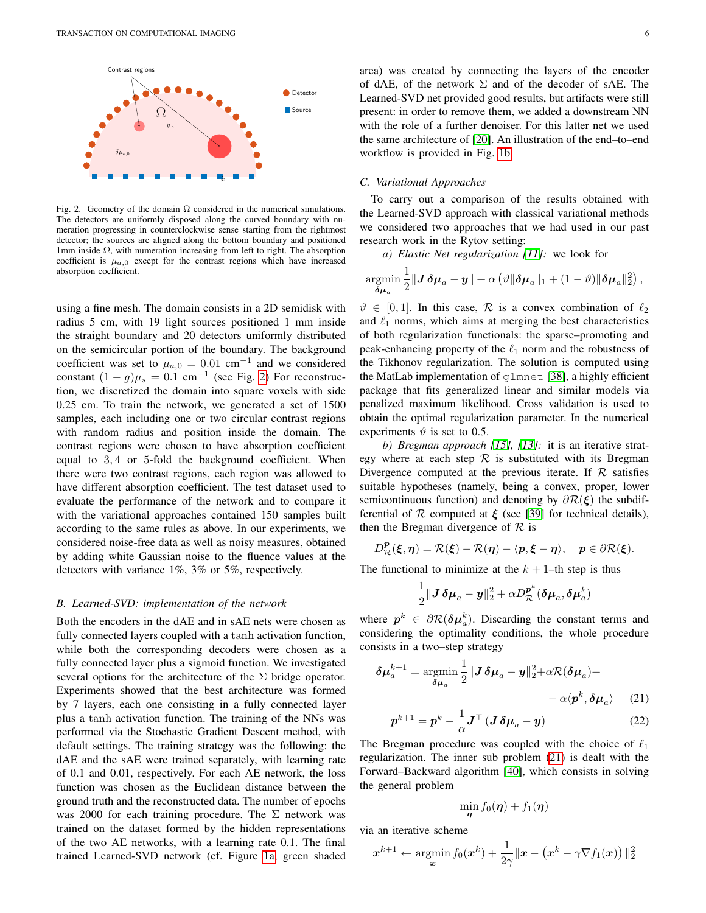Fig. 2. Geometry of the domain $\Omega$ considered in the numerical simulations. The detectors are uniformly disposed along the curved boundary with numeration progressing in counterclockwise sense starting from the rightmost detector; the sources are aligned along the bottom boundary and positioned 1mm inside $\Omega$, with numeration increasing from left to right. The absorption coefficient is $\mu_{a,0}$ except for the contrast regions which have increased absorption coefficient.

using a fine mesh. The domain consists in a 2D semidisk with radius 5 cm, with 19 light sources positioned 1 mm inside the straight boundary and 20 detectors uniformly distributed on the semicircular portion of the boundary. The background coefficient was set to $\mu_{a,0} = 0.01$ cm$^{-1}$ and we considered constant $(1-g)\mu_s = 0.1$ cm$^{-1}$ (see Fig. 2) For reconstruction, we discretized the domain into square voxels with side 0.25 cm. To train the network, we generated a set of 1500 samples, each including one or two circular contrast regions with random radius and position inside the domain. The contrast regions were chosen to have absorption coefficient equal to $3, 4$ or $5$-fold the background coefficient. When there were two contrast regions, each region was allowed to have different absorption coefficient. The test dataset used to evaluate the performance of the network and to compare it with the variational approaches contained 150 samples built according to the same rules as above. In our experiments, we considered noise-free data as well as noisy measures, obtained by adding white Gaussian noise to the fluence values at the detectors with variance 1%, 3% or 5%, respectively.

### B. Learned-SVD: implementation of the network

Both the encoders in the dAE and in sAE nets were chosen as fully connected layers coupled with a tanh activation function, while both the corresponding decoders were chosen as a fully connected layer plus a sigmoid function. We investigated several options for the architecture of the $\Sigma$ bridge operator. Experiments showed that the best architecture was formed by 7 layers, each one consisting in a fully connected layer plus a tanh activation function. The training of the NNs was performed via the Stochastic Gradient Descent method, with default settings. The training strategy was the following: the dAE and the sAE were trained separately, with learning rate of 0.1 and 0.01, respectively. For each AE network, the loss function was chosen as the Euclidean distance between the ground truth and the reconstructed data. The number of epochs was 2000 for each training procedure. The $\Sigma$ network was trained on the dataset formed by the hidden representations of the two AE networks, with a learning rate 0.1. The final trained Learned-SVD network (cf. Figure 1a, green shaded area) was created by connecting the layers of the encoder of dAE, of the network $\Sigma$ and of the decoder of sAE. The Learned-SVD net provided good results, but artifacts were still present: in order to remove them, we added a downstream NN with the role of a further denoiser. For this latter net we used the same architecture of [20]. An illustration of the end–to–end workflow is provided in Fig. 1b.

### C. Variational Approaches

To carry out a comparison of the results obtained with the Learned-SVD approach with classical variational methods we considered two approaches that we had used in our past research work in the Rytov setting:

*a) Elastic Net regularization [11]:* we look for

$$\operatorname*{argmin}_{\boldsymbol{\delta\mu}_a} \frac{1}{2}\|\boldsymbol{J}\,\boldsymbol{\delta\mu}_a - \boldsymbol{y}\| + \alpha\left(\vartheta\|\boldsymbol{\delta\mu}_a\|_1 + (1-\vartheta)\|\boldsymbol{\delta\mu}_a\|_2^2\right),$$

$\vartheta \in [0,1]$. In this case, $\mathcal{R}$ is a convex combination of $\ell_2$ and $\ell_1$ norms, which aims at merging the best characteristics of both regularization functionals: the sparse–promoting and peak-enhancing property of the $\ell_1$ norm and the robustness of the Tikhonov regularization. The solution is computed using the MatLab implementation of `glmnet` [38], a highly efficient package that fits generalized linear and similar models via penalized maximum likelihood. Cross validation is used to obtain the optimal regularization parameter. In the numerical experiments $\vartheta$ is set to 0.5.

*b) Bregman approach [15], [13]:* it is an iterative strategy where at each step $\mathcal{R}$ is substituted with its Bregman Divergence computed at the previous iterate. If $\mathcal{R}$ satisfies suitable hypotheses (namely, being a convex, proper, lower semicontinuous function) and denoting by $\partial\mathcal{R}(\boldsymbol{\xi})$ the subdifferential of $\mathcal{R}$ computed at $\boldsymbol{\xi}$ (see [39] for technical details), then the Bregman divergence of $\mathcal{R}$ is

$$D_{\mathcal{R}}^{\boldsymbol{p}}(\boldsymbol{\xi},\boldsymbol{\eta}) = \mathcal{R}(\boldsymbol{\xi}) - \mathcal{R}(\boldsymbol{\eta}) - \langle \boldsymbol{p}, \boldsymbol{\xi}-\boldsymbol{\eta}\rangle, \quad \boldsymbol{p}\in\partial\mathcal{R}(\boldsymbol{\xi}).$$

The functional to minimize at the $k+1$–th step is thus

$$\frac{1}{2}\|\boldsymbol{J}\,\boldsymbol{\delta\mu}_a - \boldsymbol{y}\|_2^2 + \alpha D_{\mathcal{R}}^{\boldsymbol{p}^k}(\boldsymbol{\delta\mu}_a, \boldsymbol{\delta\mu}_a^k)$$

where $\boldsymbol{p}^k \in \partial\mathcal{R}(\boldsymbol{\delta\mu}_a^k)$. Discarding the constant terms and considering the optimality conditions, the whole procedure consists in a two–step strategy

$$\boldsymbol{\delta\mu}_a^{k+1} = \operatorname*{argmin}_{\boldsymbol{\delta\mu}_a} \frac{1}{2}\|\boldsymbol{J}\,\boldsymbol{\delta\mu}_a - \boldsymbol{y}\|_2^2 + \alpha\mathcal{R}(\boldsymbol{\delta\mu}_a) + - \alpha\langle \boldsymbol{p}^k, \boldsymbol{\delta\mu}_a\rangle \quad (21)$$

$$\boldsymbol{p}^{k+1} = \boldsymbol{p}^k - \frac{1}{\alpha}\boldsymbol{J}^\top(\boldsymbol{J}\,\boldsymbol{\delta\mu}_a - \boldsymbol{y}) \quad (22)$$

The Bregman procedure was coupled with the choice of $\ell_1$ regularization. The inner sub problem (21) is dealt with the Forward–Backward algorithm [40], which consists in solving the general problem

$$\min_{\boldsymbol{\eta}} f_0(\boldsymbol{\eta}) + f_1(\boldsymbol{\eta})$$

via an iterative scheme

$$\boldsymbol{x}^{k+1} \leftarrow \operatorname*{argmin}_{\boldsymbol{x}} f_0(\boldsymbol{x}^k) + \frac{1}{2\gamma}\|\boldsymbol{x} - \left(\boldsymbol{x}^k - \gamma\nabla f_1(\boldsymbol{x})\right)\|_2^2$$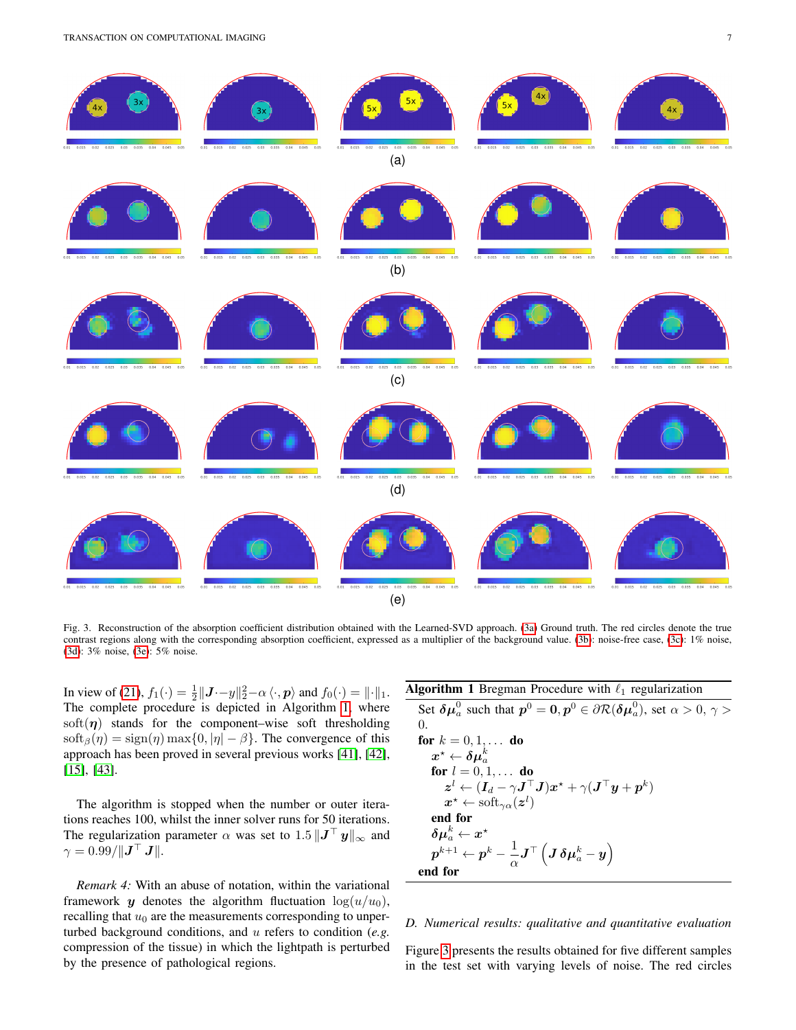Fig. 3. Reconstruction of the absorption coefficient distribution obtained with the Learned-SVD approach. (3a) Ground truth. The red circles denote the true contrast regions along with the corresponding absorption coefficient, expressed as a multiplier of the background value. (3b): noise-free case, (3c): 1% noise, (3d): 3% noise, (3e): 5% noise.

In view of (21), $f_1(\cdot) = \frac{1}{2}\|\boldsymbol{J}\cdot - y\|_2^2 - \alpha \langle \cdot, \boldsymbol{p} \rangle$ and $f_0(\cdot) = \|\cdot\|_1$. The complete procedure is depicted in Algorithm 1, where $\text{soft}(\boldsymbol{\eta})$ stands for the component–wise soft thresholding $\text{soft}_\beta(\eta) = \text{sign}(\eta)\max\{0, |\eta| - \beta\}$. The convergence of this approach has been proved in several previous works [41], [42], [15], [43].

The algorithm is stopped when the number or outer iterations reaches 100, whilst the inner solver runs for 50 iterations. The regularization parameter $\alpha$ was set to $1.5\,\|\boldsymbol{J}^\top \boldsymbol{y}\|_\infty$ and $\gamma = 0.99/\|\boldsymbol{J}^\top \boldsymbol{J}\|$.

*Remark 4:* With an abuse of notation, within the variational framework $\boldsymbol{y}$ denotes the algorithm fluctuation $\log(u/u_0)$, recalling that $u_0$ are the measurements corresponding to unperturbed background conditions, and $u$ refers to condition (*e.g.* compression of the tissue) in which the lightpath is perturbed by the presence of pathological regions.

**Algorithm 1** Bregman Procedure with $\ell_1$ regularization

```
Set δμ_a^0 such that p^0 = 0, p^0 ∈ ∂R(δμ_a^0), set α > 0, γ > 0.
for k = 0, 1, ... do
    x* ← δμ_a^k
    for l = 0, 1, ... do
        z^l ← (I_d − γ J^T J) x* + γ(J^T y + p^k)
        x* ← soft_{γα}(z^l)
    end for
    δμ_a^k ← x*
    p^{k+1} ← p^k − (1/α) J^T (J δμ_a^k − y)
end for
```

### D. Numerical results: qualitative and quantitative evaluation

Figure 3 presents the results obtained for five different samples in the test set with varying levels of noise. The red circles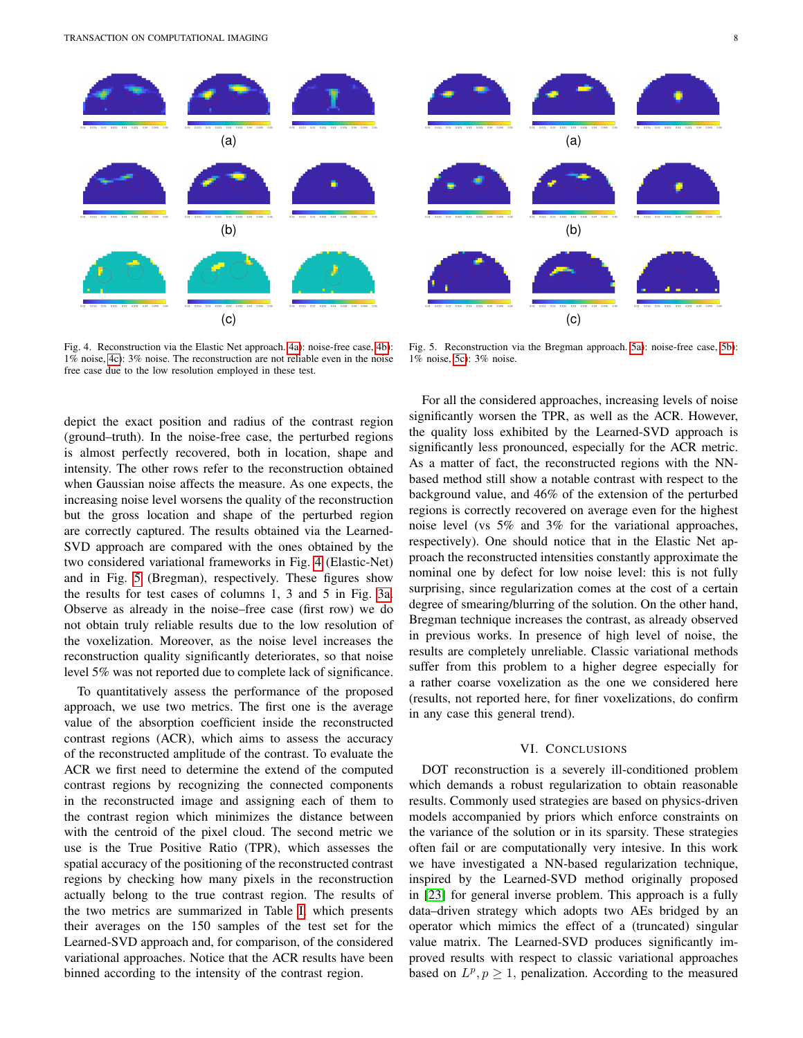Fig. 4. Reconstruction via the Elastic Net approach. 4a): noise-free case, 4b): 1% noise, 4c): 3% noise. The reconstruction are not reliable even in the noise free case due to the low resolution employed in these test.

Fig. 5. Reconstruction via the Bregman approach. 5a): noise-free case, 5b): 1% noise, 5c): 3% noise.

depict the exact position and radius of the contrast region (ground–truth). In the noise-free case, the perturbed regions is almost perfectly recovered, both in location, shape and intensity. The other rows refer to the reconstruction obtained when Gaussian noise affects the measure. As one expects, the increasing noise level worsens the quality of the reconstruction but the gross location and shape of the perturbed region are correctly captured. The results obtained via the Learned-SVD approach are compared with the ones obtained by the two considered variational frameworks in Fig. 4 (Elastic-Net) and in Fig. 5 (Bregman), respectively. These figures show the results for test cases of columns 1, 3 and 5 in Fig. 3a. Observe as already in the noise–free case (first row) we do not obtain truly reliable results due to the low resolution of the voxelization. Moreover, as the noise level increases the reconstruction quality significantly deteriorates, so that noise level 5% was not reported due to complete lack of significance.

To quantitatively assess the performance of the proposed approach, we use two metrics. The first one is the average value of the absorption coefficient inside the reconstructed contrast regions (ACR), which aims to assess the accuracy of the reconstructed amplitude of the contrast. To evaluate the ACR we first need to determine the extend of the computed contrast regions by recognizing the connected components in the reconstructed image and assigning each of them to the contrast region which minimizes the distance between with the centroid of the pixel cloud. The second metric we use is the True Positive Ratio (TPR), which assesses the spatial accuracy of the positioning of the reconstructed contrast regions by checking how many pixels in the reconstruction actually belong to the true contrast region. The results of the two metrics are summarized in Table I, which presents their averages on the 150 samples of the test set for the Learned-SVD approach and, for comparison, of the considered variational approaches. Notice that the ACR results have been binned according to the intensity of the contrast region.

For all the considered approaches, increasing levels of noise significantly worsen the TPR, as well as the ACR. However, the quality loss exhibited by the Learned-SVD approach is significantly less pronounced, especially for the ACR metric. As a matter of fact, the reconstructed regions with the NN-based method still show a notable contrast with respect to the background value, and 46% of the extension of the perturbed regions is correctly recovered on average even for the highest noise level (vs 5% and 3% for the variational approaches, respectively). One should notice that in the Elastic Net approach the reconstructed intensities constantly approximate the nominal one by defect for low noise level: this is not fully surprising, since regularization comes at the cost of a certain degree of smearing/blurring of the solution. On the other hand, Bregman technique increases the contrast, as already observed in previous works. In presence of high level of noise, the results are completely unreliable. Classic variational methods suffer from this problem to a higher degree especially for a rather coarse voxelization as the one we considered here (results, not reported here, for finer voxelizations, do confirm in any case this general trend).

## VI. Conclusions

DOT reconstruction is a severely ill-conditioned problem which demands a robust regularization to obtain reasonable results. Commonly used strategies are based on physics-driven models accompanied by priors which enforce constraints on the variance of the solution or in its sparsity. These strategies often fail or are computationally very intesive. In this work we have investigated a NN-based regularization technique, inspired by the Learned-SVD method originally proposed in [23] for general inverse problem. This approach is a fully data–driven strategy which adopts two AEs bridged by an operator which mimics the effect of a (truncated) singular value matrix. The Learned-SVD produces significantly improved results with respect to classic variational approaches based on $L^p, p \geq 1$, penalization. According to the measured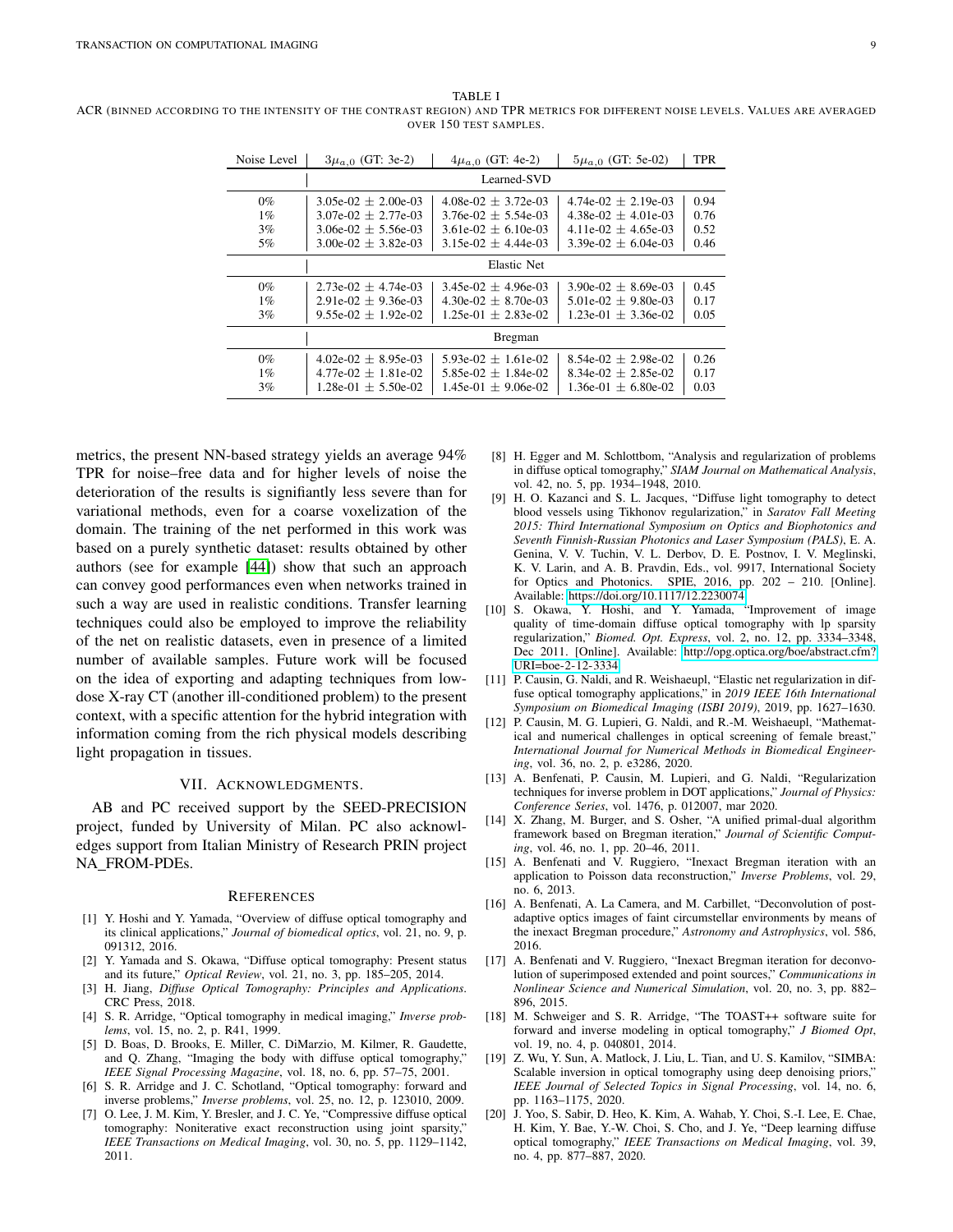TABLE I

ACR (BINNED ACCORDING TO THE INTENSITY OF THE CONTRAST REGION) AND TPR METRICS FOR DIFFERENT NOISE LEVELS. VALUES ARE AVERAGED OVER 150 TEST SAMPLES.

| Noise Level | $3\mu_{a,0}$ (GT: 3e-2) | $4\mu_{a,0}$ (GT: 4e-2) | $5\mu_{a,0}$ (GT: 5e-02) | TPR |
|---|---|---|---|---|
| | Learned-SVD | | | |
| 0% | 3.05e-02 ± 2.00e-03 | 4.08e-02 ± 3.72e-03 | 4.74e-02 ± 2.19e-03 | 0.94 |
| 1% | 3.07e-02 ± 2.77e-03 | 3.76e-02 ± 5.54e-03 | 4.38e-02 ± 4.01e-03 | 0.76 |
| 3% | 3.06e-02 ± 5.56e-03 | 3.61e-02 ± 6.10e-03 | 4.11e-02 ± 4.65e-03 | 0.52 |
| 5% | 3.00e-02 ± 3.82e-03 | 3.15e-02 ± 4.44e-03 | 3.39e-02 ± 6.04e-03 | 0.46 |
| | Elastic Net | | | |
| 0% | 2.73e-02 ± 4.74e-03 | 3.45e-02 ± 4.96e-03 | 3.90e-02 ± 8.69e-03 | 0.45 |
| 1% | 2.91e-02 ± 9.36e-03 | 4.30e-02 ± 8.70e-03 | 5.01e-02 ± 9.80e-03 | 0.17 |
| 3% | 9.55e-02 ± 1.92e-02 | 1.25e-01 ± 2.83e-02 | 1.23e-01 ± 3.36e-02 | 0.05 |
| | Bregman | | | |
| 0% | 4.02e-02 ± 8.95e-03 | 5.93e-02 ± 1.61e-02 | 8.54e-02 ± 2.98e-02 | 0.26 |
| 1% | 4.77e-02 ± 1.81e-02 | 5.85e-02 ± 1.84e-02 | 8.34e-02 ± 2.85e-02 | 0.17 |
| 3% | 1.28e-01 ± 5.50e-02 | 1.45e-01 ± 9.06e-02 | 1.36e-01 ± 6.80e-02 | 0.03 |

metrics, the present NN-based strategy yields an average 94% TPR for noise–free data and for higher levels of noise the deterioration of the results is signifiantly less severe than for variational methods, even for a coarse voxelization of the domain. The training of the net performed in this work was based on a purely synthetic dataset: results obtained by other authors (see for example [44]) show that such an approach can convey good performances even when networks trained in such a way are used in realistic conditions. Transfer learning techniques could also be employed to improve the reliability of the net on realistic datasets, even in presence of a limited number of available samples. Future work will be focused on the idea of exporting and adapting techniques from low-dose X-ray CT (another ill-conditioned problem) to the present context, with a specific attention for the hybrid integration with information coming from the rich physical models describing light propagation in tissues.

## VII. Acknowledgments.

AB and PC received support by the SEED-PRECISION project, funded by University of Milan. PC also acknowledges support from Italian Ministry of Research PRIN project NA_FROM-PDEs.

## References

[1] Y. Hoshi and Y. Yamada, "Overview of diffuse optical tomography and its clinical applications," *Journal of biomedical optics*, vol. 21, no. 9, p. 091312, 2016.

[2] Y. Yamada and S. Okawa, "Diffuse optical tomography: Present status and its future," *Optical Review*, vol. 21, no. 3, pp. 185–205, 2014.

[3] H. Jiang, *Diffuse Optical Tomography: Principles and Applications*. CRC Press, 2018.

[4] S. R. Arridge, "Optical tomography in medical imaging," *Inverse problems*, vol. 15, no. 2, p. R41, 1999.

[5] D. Boas, D. Brooks, E. Miller, C. DiMarzio, M. Kilmer, R. Gaudette, and Q. Zhang, "Imaging the body with diffuse optical tomography," *IEEE Signal Processing Magazine*, vol. 18, no. 6, pp. 57–75, 2001.

[6] S. R. Arridge and J. C. Schotland, "Optical tomography: forward and inverse problems," *Inverse problems*, vol. 25, no. 12, p. 123010, 2009.

[7] O. Lee, J. M. Kim, Y. Bresler, and J. C. Ye, "Compressive diffuse optical tomography: Noniterative exact reconstruction using joint sparsity," *IEEE Transactions on Medical Imaging*, vol. 30, no. 5, pp. 1129–1142, 2011.

[8] H. Egger and M. Schlottbom, "Analysis and regularization of problems in diffuse optical tomography," *SIAM Journal on Mathematical Analysis*, vol. 42, no. 5, pp. 1934–1948, 2010.

[9] H. O. Kazanci and S. L. Jacques, "Diffuse light tomography to detect blood vessels using Tikhonov regularization," in *Saratov Fall Meeting 2015: Third International Symposium on Optics and Biophotonics and Seventh Finnish-Russian Photonics and Laser Symposium (PALS)*, E. A. Genina, V. V. Tuchin, V. L. Derbov, D. E. Postnov, I. V. Meglinski, K. V. Larin, and A. B. Pravdin, Eds., vol. 9917, International Society for Optics and Photonics. SPIE, 2016, pp. 202 – 210. [Online]. Available: https://doi.org/10.1117/12.2230074

[10] S. Okawa, Y. Hoshi, and Y. Yamada, "Improvement of image quality of time-domain diffuse optical tomography with lp sparsity regularization," *Biomed. Opt. Express*, vol. 2, no. 12, pp. 3334–3348, Dec 2011. [Online]. Available: http://opg.optica.org/boe/abstract.cfm?URI=boe-2-12-3334

[11] P. Causin, G. Naldi, and R. Weishaeupl, "Elastic net regularization in diffuse optical tomography applications," in *2019 IEEE 16th International Symposium on Biomedical Imaging (ISBI 2019)*, 2019, pp. 1627–1630.

[12] P. Causin, M. G. Lupieri, G. Naldi, and R.-M. Weishaeupl, "Mathematical and numerical challenges in optical screening of female breast," *International Journal for Numerical Methods in Biomedical Engineering*, vol. 36, no. 2, p. e3286, 2020.

[13] A. Benfenati, P. Causin, M. Lupieri, and G. Naldi, "Regularization techniques for inverse problem in DOT applications," *Journal of Physics: Conference Series*, vol. 1476, p. 012007, mar 2020.

[14] X. Zhang, M. Burger, and S. Osher, "A unified primal-dual algorithm framework based on Bregman iteration," *Journal of Scientific Computing*, vol. 46, no. 1, pp. 20–46, 2011.

[15] A. Benfenati and V. Ruggiero, "Inexact Bregman iteration with an application to Poisson data reconstruction," *Inverse Problems*, vol. 29, no. 6, 2013.

[16] A. Benfenati, A. La Camera, and M. Carbillet, "Deconvolution of post-adaptive optics images of faint circumstellar environments by means of the inexact Bregman procedure," *Astronomy and Astrophysics*, vol. 586, 2016.

[17] A. Benfenati and V. Ruggiero, "Inexact Bregman iteration for deconvolution of superimposed extended and point sources," *Communications in Nonlinear Science and Numerical Simulation*, vol. 20, no. 3, pp. 882–896, 2015.

[18] M. Schweiger and S. R. Arridge, "The TOAST++ software suite for forward and inverse modeling in optical tomography," *J Biomed Opt*, vol. 19, no. 4, p. 040801, 2014.

[19] Z. Wu, Y. Sun, A. Matlock, J. Liu, L. Tian, and U. S. Kamilov, "SIMBA: Scalable inversion in optical tomography using deep denoising priors," *IEEE Journal of Selected Topics in Signal Processing*, vol. 14, no. 6, pp. 1163–1175, 2020.

[20] J. Yoo, S. Sabir, D. Heo, K. Kim, A. Wahab, Y. Choi, S.-I. Lee, E. Chae, H. Kim, Y. Bae, Y.-W. Choi, S. Cho, and J. Ye, "Deep learning diffuse optical tomography," *IEEE Transactions on Medical Imaging*, vol. 39, no. 4, pp. 877–887, 2020.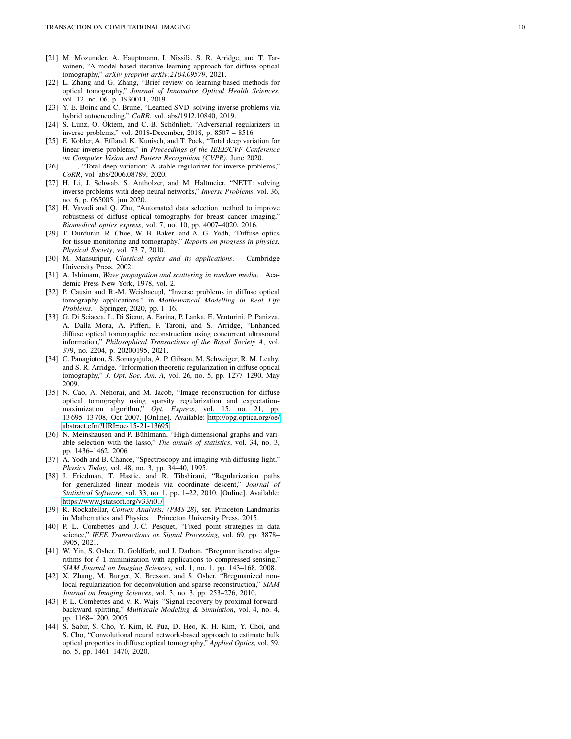[21] M. Mozumder, A. Hauptmann, I. Nissilä, S. R. Arridge, and T. Tarvainen, "A model-based iterative learning approach for diffuse optical tomography," *arXiv preprint arXiv:2104.09579*, 2021.

[22] L. Zhang and G. Zhang, "Brief review on learning-based methods for optical tomography," *Journal of Innovative Optical Health Sciences*, vol. 12, no. 06, p. 1930011, 2019.

[23] Y. E. Boink and C. Brune, "Learned SVD: solving inverse problems via hybrid autoencoding," *CoRR*, vol. abs/1912.10840, 2019.

[24] S. Lunz, O. Öktem, and C.-B. Schönlieb, "Adversarial regularizers in inverse problems," vol. 2018-December, 2018, p. 8507 – 8516.

[25] E. Kobler, A. Effland, K. Kunisch, and T. Pock, "Total deep variation for linear inverse problems," in *Proceedings of the IEEE/CVF Conference on Computer Vision and Pattern Recognition (CVPR)*, June 2020.

[26] ——, "Total deep variation: A stable regularizer for inverse problems," *CoRR*, vol. abs/2006.08789, 2020.

[27] H. Li, J. Schwab, S. Antholzer, and M. Haltmeier, "NETT: solving inverse problems with deep neural networks," *Inverse Problems*, vol. 36, no. 6, p. 065005, jun 2020.

[28] H. Vavadi and Q. Zhu, "Automated data selection method to improve robustness of diffuse optical tomography for breast cancer imaging," *Biomedical optics express*, vol. 7, no. 10, pp. 4007–4020, 2016.

[29] T. Durduran, R. Choe, W. B. Baker, and A. G. Yodh, "Diffuse optics for tissue monitoring and tomography." *Reports on progress in physics. Physical Society*, vol. 73 7, 2010.

[30] M. Mansuripur, *Classical optics and its applications*. Cambridge University Press, 2002.

[31] A. Ishimaru, *Wave propagation and scattering in random media*. Academic Press New York, 1978, vol. 2.

[32] P. Causin and R.-M. Weishaeupl, "Inverse problems in diffuse optical tomography applications," in *Mathematical Modelling in Real Life Problems*. Springer, 2020, pp. 1–16.

[33] G. Di Sciacca, L. Di Sieno, A. Farina, P. Lanka, E. Venturini, P. Panizza, A. Dalla Mora, A. Pifferi, P. Taroni, and S. Arridge, "Enhanced diffuse optical tomographic reconstruction using concurrent ultrasound information," *Philosophical Transactions of the Royal Society A*, vol. 379, no. 2204, p. 20200195, 2021.

[34] C. Panagiotou, S. Somayajula, A. P. Gibson, M. Schweiger, R. M. Leahy, and S. R. Arridge, "Information theoretic regularization in diffuse optical tomography," *J. Opt. Soc. Am. A*, vol. 26, no. 5, pp. 1277–1290, May 2009.

[35] N. Cao, A. Nehorai, and M. Jacob, "Image reconstruction for diffuse optical tomography using sparsity regularization and expectation-maximization algorithm," *Opt. Express*, vol. 15, no. 21, pp. 13 695–13 708, Oct 2007. [Online]. Available: http://opg.optica.org/oe/abstract.cfm?URI=oe-15-21-13695

[36] N. Meinshausen and P. Bühlmann, "High-dimensional graphs and variable selection with the lasso," *The annals of statistics*, vol. 34, no. 3, pp. 1436–1462, 2006.

[37] A. Yodh and B. Chance, "Spectroscopy and imaging wih diffusing light," *Physics Today*, vol. 48, no. 3, pp. 34–40, 1995.

[38] J. Friedman, T. Hastie, and R. Tibshirani, "Regularization paths for generalized linear models via coordinate descent," *Journal of Statistical Software*, vol. 33, no. 1, pp. 1–22, 2010. [Online]. Available: https://www.jstatsoft.org/v33/i01/

[39] R. Rockafellar, *Convex Analysis: (PMS-28)*, ser. Princeton Landmarks in Mathematics and Physics. Princeton University Press, 2015.

[40] P. L. Combettes and J.-C. Pesquet, "Fixed point strategies in data science," *IEEE Transactions on Signal Processing*, vol. 69, pp. 3878–3905, 2021.

[41] W. Yin, S. Osher, D. Goldfarb, and J. Darbon, "Bregman iterative algorithms for $\ell$_1-minimization with applications to compressed sensing," *SIAM Journal on Imaging Sciences*, vol. 1, no. 1, pp. 143–168, 2008.

[42] X. Zhang, M. Burger, X. Bresson, and S. Osher, "Bregmanized nonlocal regularization for deconvolution and sparse reconstruction," *SIAM Journal on Imaging Sciences*, vol. 3, no. 3, pp. 253–276, 2010.

[43] P. L. Combettes and V. R. Wajs, "Signal recovery by proximal forward-backward splitting," *Multiscale Modeling & Simulation*, vol. 4, no. 4, pp. 1168–1200, 2005.

[44] S. Sabir, S. Cho, Y. Kim, R. Pua, D. Heo, K. H. Kim, Y. Choi, and S. Cho, "Convolutional neural network-based approach to estimate bulk optical properties in diffuse optical tomography," *Applied Optics*, vol. 59, no. 5, pp. 1461–1470, 2020.